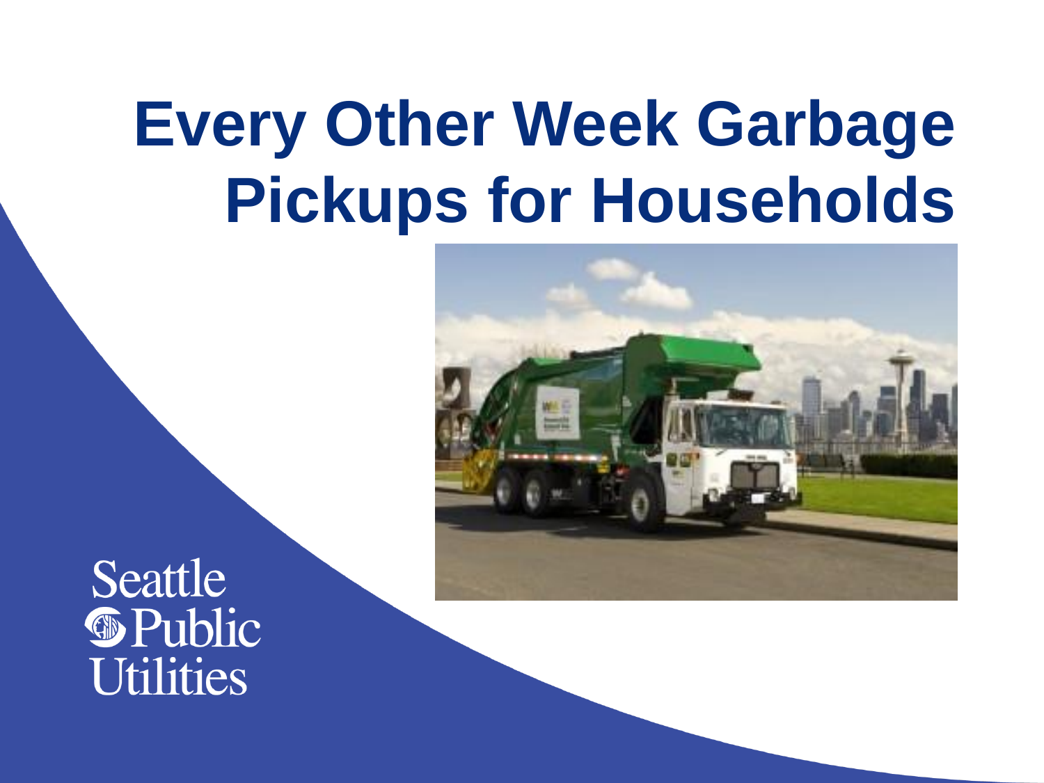# Every Other Week Garbage Pickups for Households

Seattle Public Utilities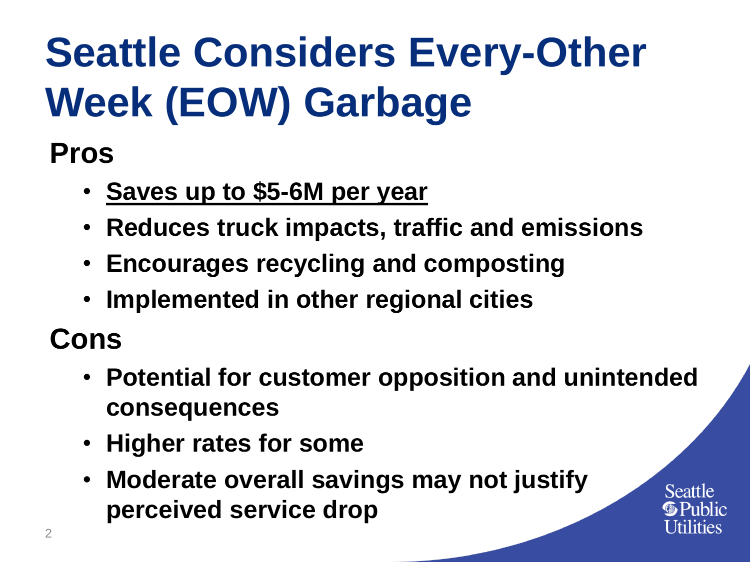# Seattle Considers Every-Other Week (EOW) Garbage

## Pros

- <u>**Saves up to $5-6M per year**</u>
- **Reduces truck impacts, traffic and emissions**
- **Encourages recycling and composting**
- **Implemented in other regional cities**

## Cons

- **Potential for customer opposition and unintended consequences**
- **Higher rates for some**
- **Moderate overall savings may not justify perceived service drop**

Seattle Public Utilities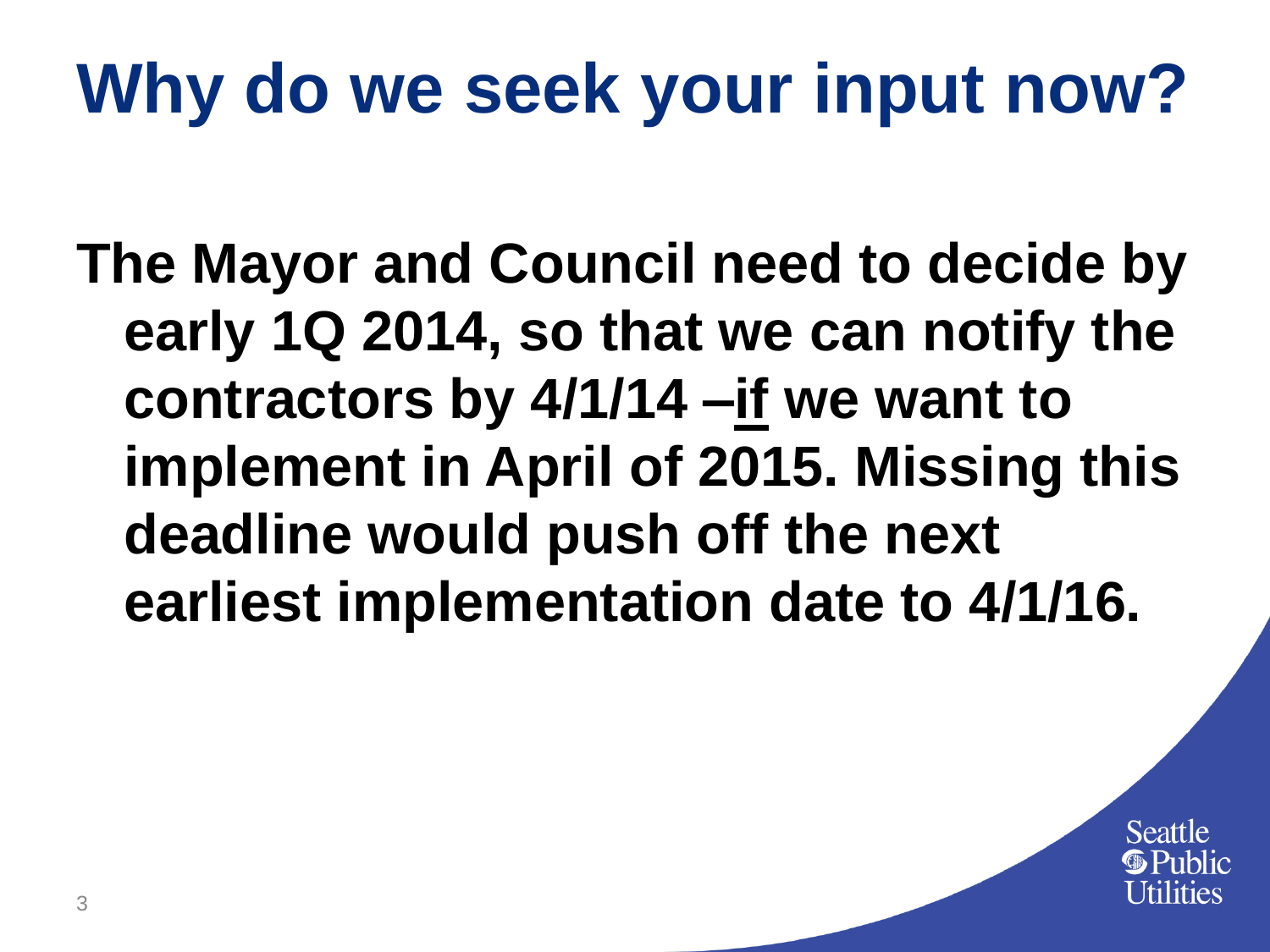# Why do we seek your input now?

**The Mayor and Council need to decide by early 1Q 2014, so that we can notify the contractors by 4/1/14 –<u>if</u> we want to implement in April of 2015. Missing this deadline would push off the next earliest implementation date to 4/1/16.**

Seattle Public Utilities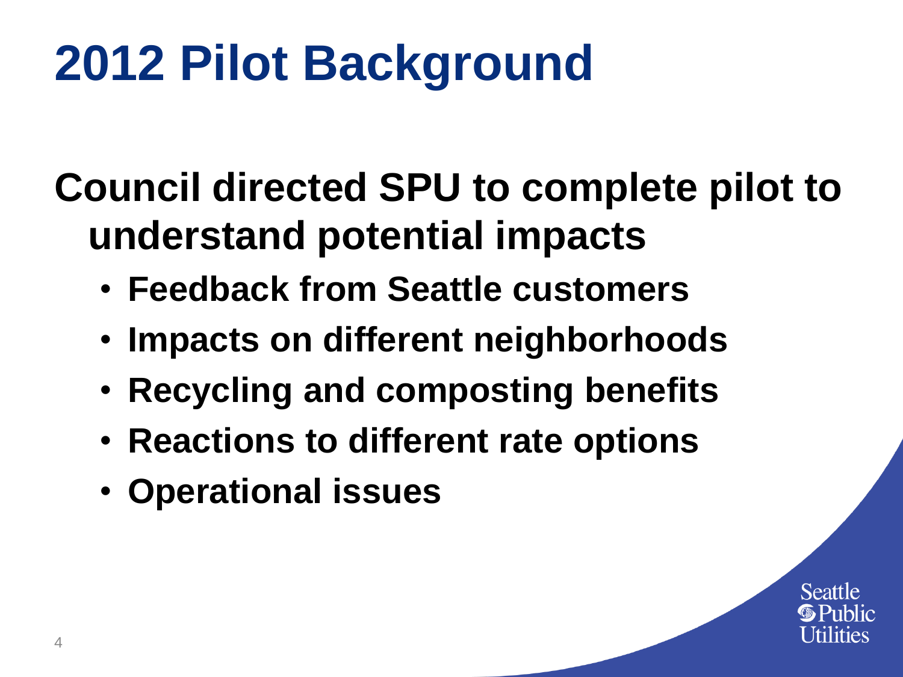# 2012 Pilot Background

**Council directed SPU to complete pilot to understand potential impacts**

- **Feedback from Seattle customers**
- **Impacts on different neighborhoods**
- **Recycling and composting benefits**
- **Reactions to different rate options**
- **Operational issues**

Seattle Public Utilities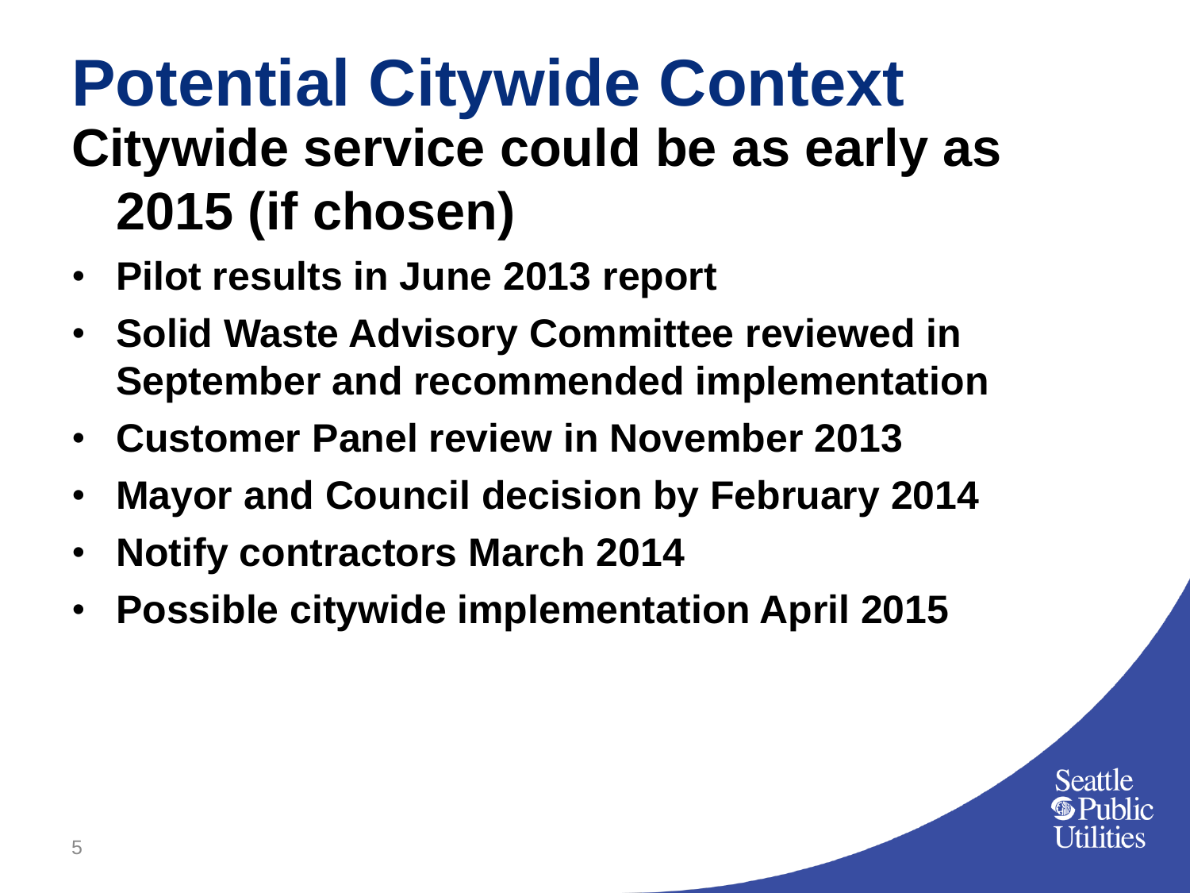# Potential Citywide Context

## Citywide service could be as early as 2015 (if chosen)

- Pilot results in June 2013 report
- Solid Waste Advisory Committee reviewed in September and recommended implementation
- Customer Panel review in November 2013
- Mayor and Council decision by February 2014
- Notify contractors March 2014
- Possible citywide implementation April 2015

Seattle Public Utilities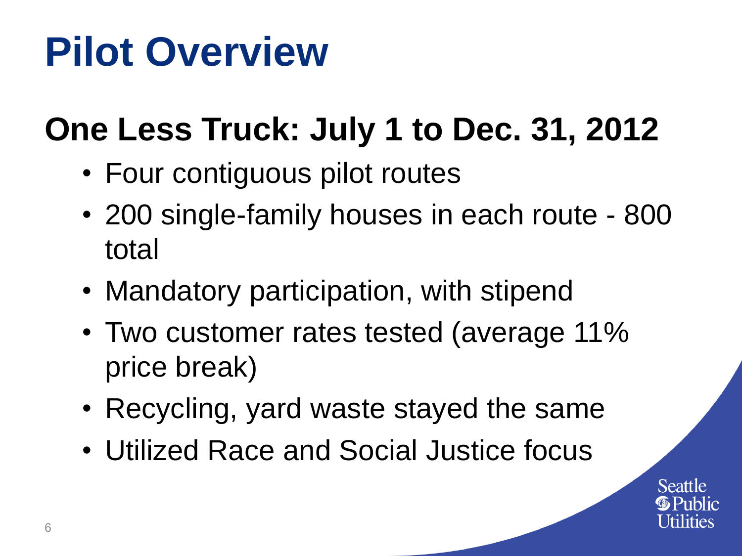# Pilot Overview

## One Less Truck: July 1 to Dec. 31, 2012

- Four contiguous pilot routes
- 200 single-family houses in each route - 800 total
- Mandatory participation, with stipend
- Two customer rates tested (average 11% price break)
- Recycling, yard waste stayed the same
- Utilized Race and Social Justice focus

Seattle Public Utilities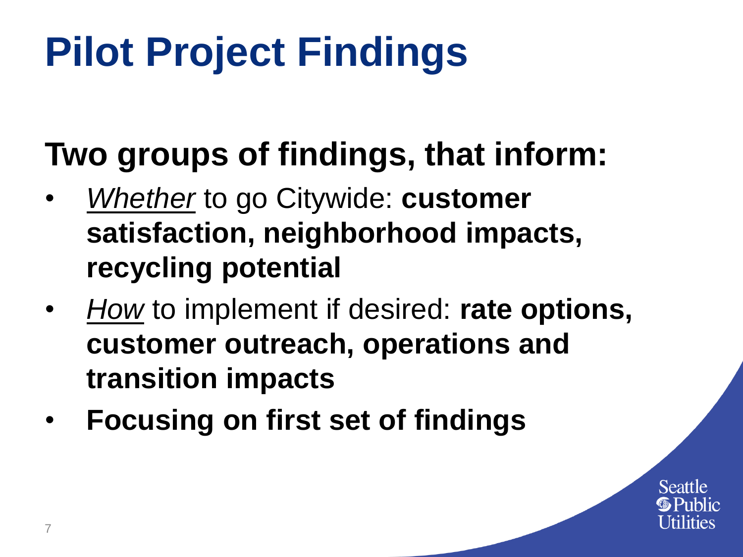# Pilot Project Findings

**Two groups of findings, that inform:**

- *Whether* to go Citywide: **customer satisfaction, neighborhood impacts, recycling potential**
- *How* to implement if desired: **rate options, customer outreach, operations and transition impacts**
- **Focusing on first set of findings**

Seattle Public Utilities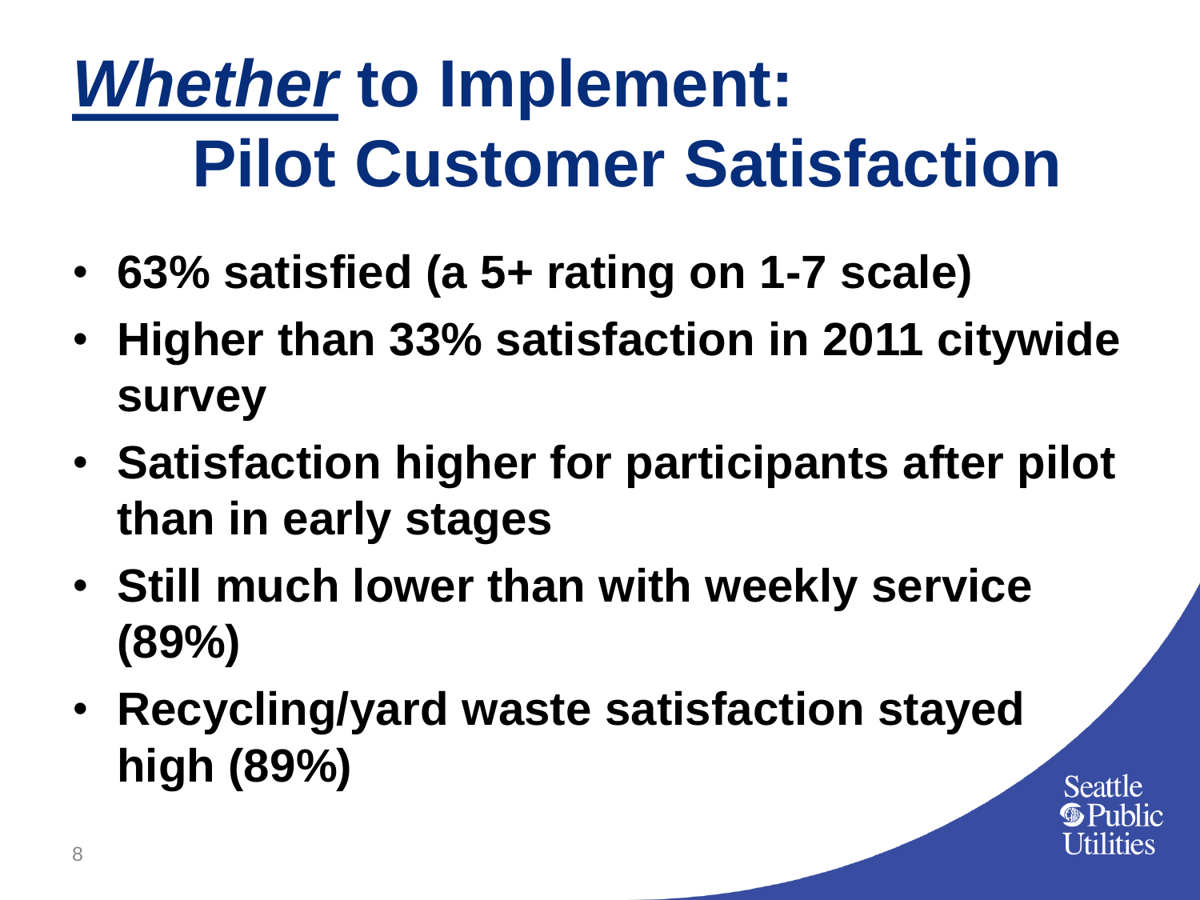# *Whether* to Implement: Pilot Customer Satisfaction

- **63% satisfied (a 5+ rating on 1-7 scale)**
- **Higher than 33% satisfaction in 2011 citywide survey**
- **Satisfaction higher for participants after pilot than in early stages**
- **Still much lower than with weekly service (89%)**
- **Recycling/yard waste satisfaction stayed high (89%)**

Seattle Public Utilities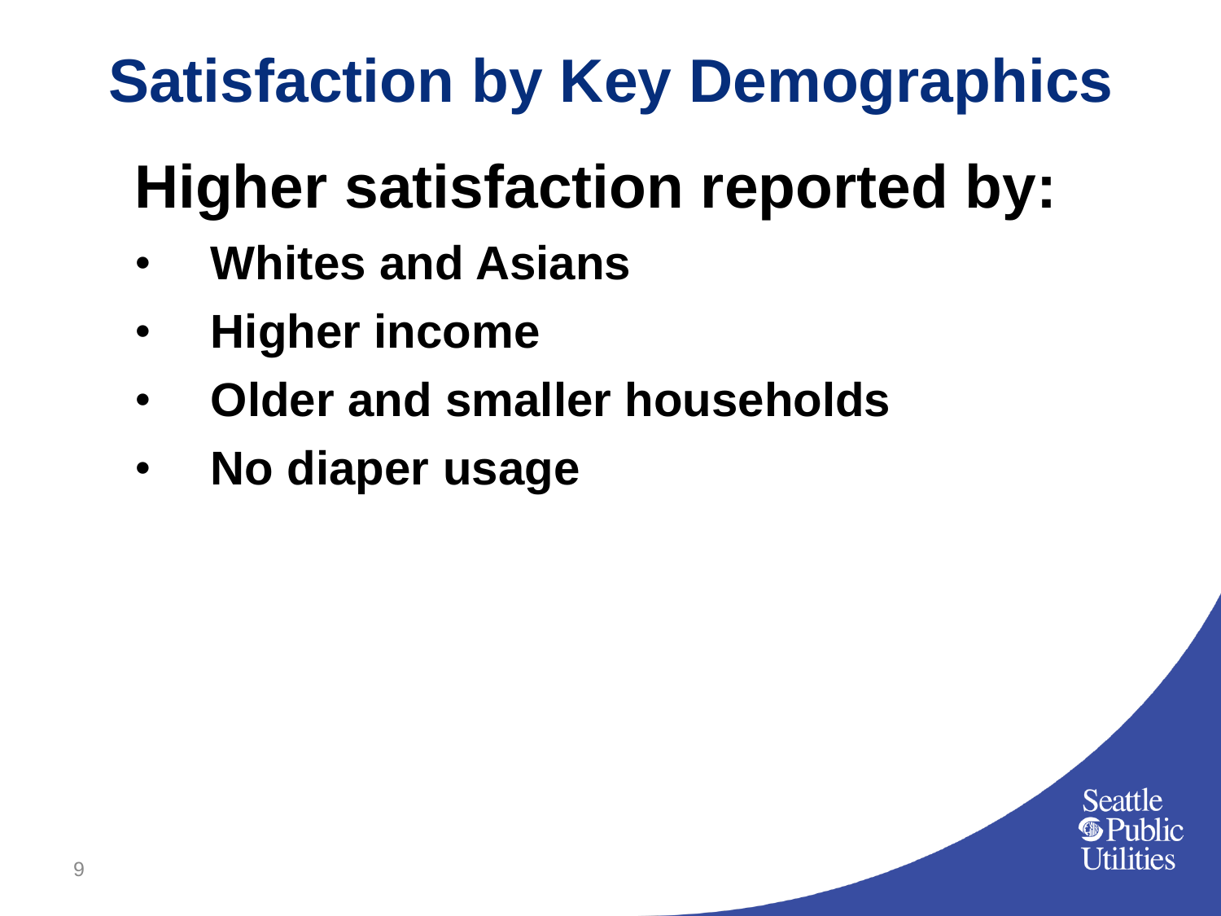# Satisfaction by Key Demographics

## Higher satisfaction reported by:

- **Whites and Asians**
- **Higher income**
- **Older and smaller households**
- **No diaper usage**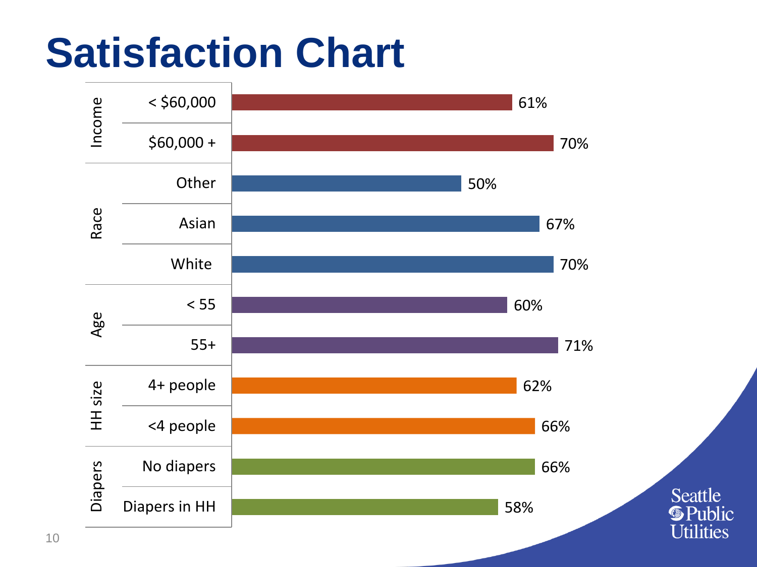# Satisfaction Chart

Income
< $60,000 61%
$60,000 + 70%

Race
Other 50%
Asian 67%
White 70%

Age
< 55 60%
55+ 71%

HH size
4+ people 62%
<4 people 66%

Diapers
No diapers 66%
Diapers in HH 58%

Seattle Public Utilities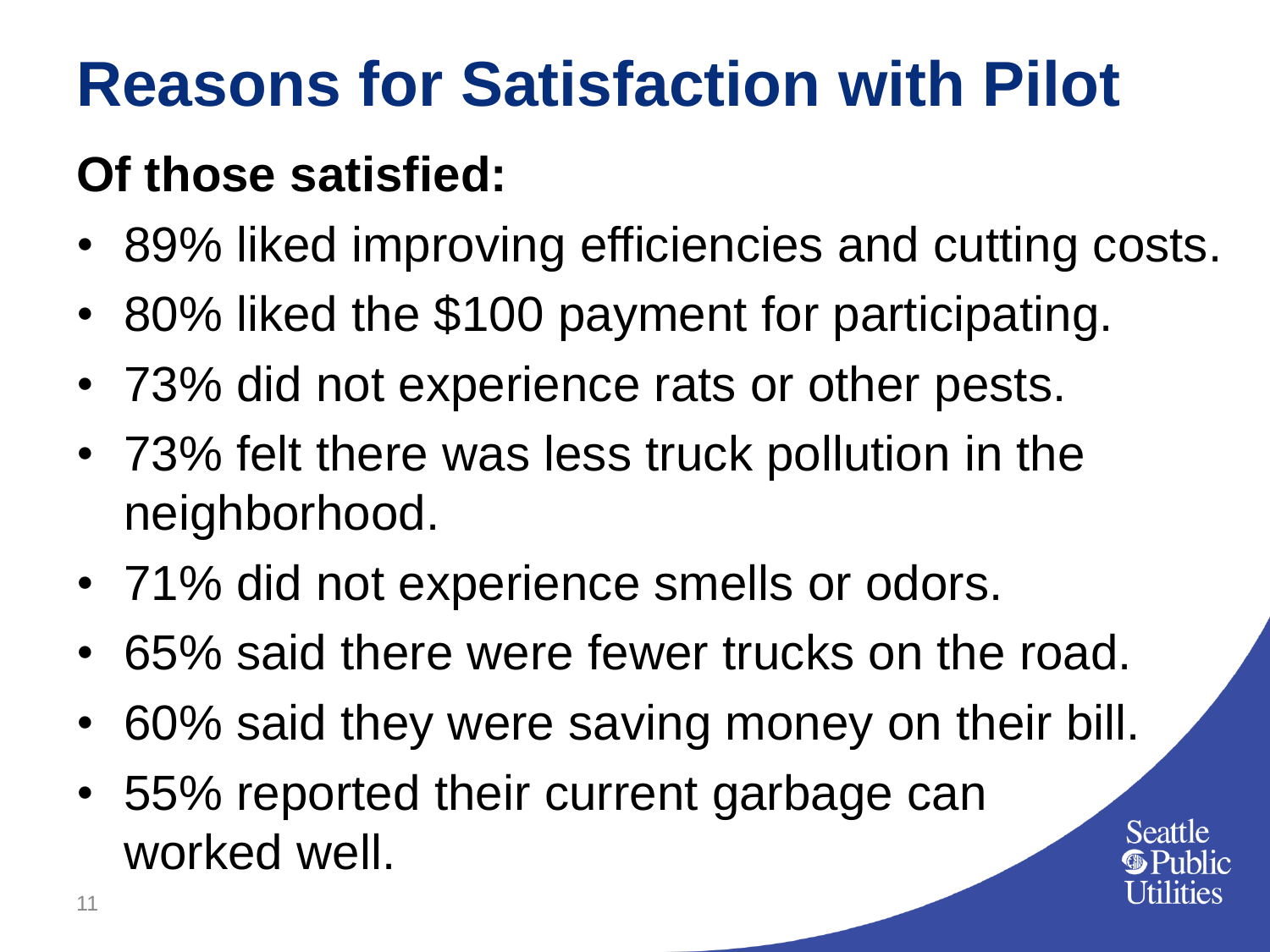# Reasons for Satisfaction with Pilot

## Of those satisfied:

- 89% liked improving efficiencies and cutting costs.
- 80% liked the $100 payment for participating.
- 73% did not experience rats or other pests.
- 73% felt there was less truck pollution in the neighborhood.
- 71% did not experience smells or odors.
- 65% said there were fewer trucks on the road.
- 60% said they were saving money on their bill.
- 55% reported their current garbage can worked well.

Seattle Public Utilities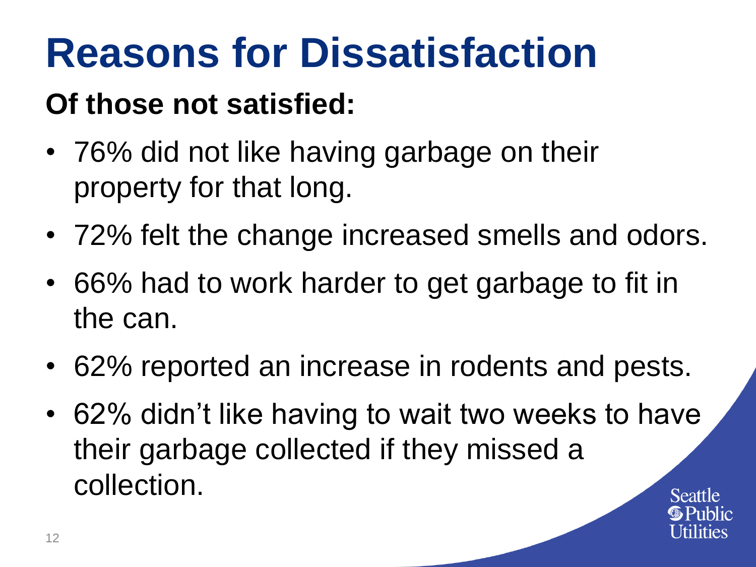# Reasons for Dissatisfaction

**Of those not satisfied:**

- 76% did not like having garbage on their property for that long.
- 72% felt the change increased smells and odors.
- 66% had to work harder to get garbage to fit in the can.
- 62% reported an increase in rodents and pests.
- 62% didn't like having to wait two weeks to have their garbage collected if they missed a collection.

Seattle Public Utilities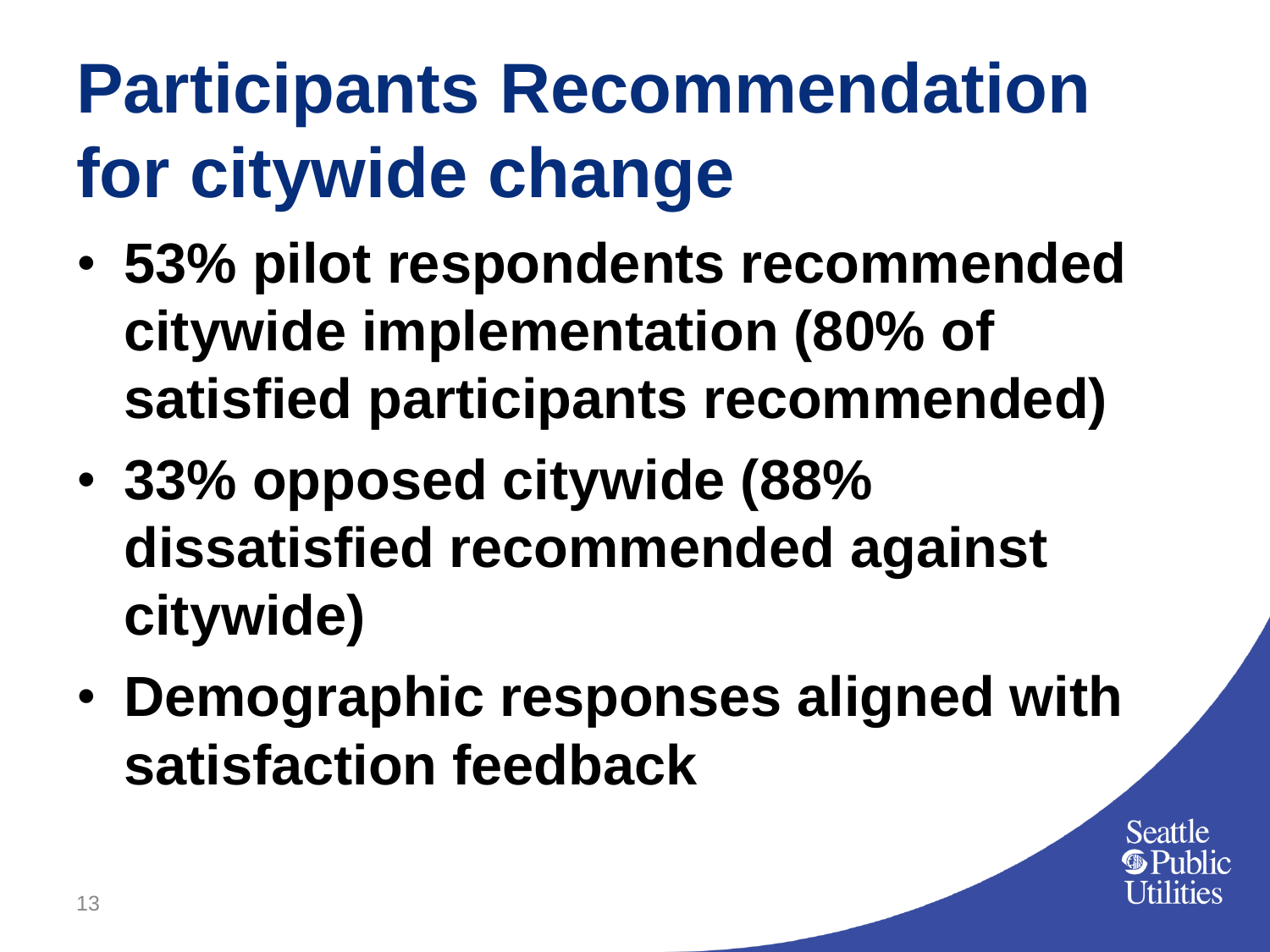# Participants Recommendation for citywide change

- **53% pilot respondents recommended citywide implementation (80% of satisfied participants recommended)**
- **33% opposed citywide (88% dissatisfied recommended against citywide)**
- **Demographic responses aligned with satisfaction feedback**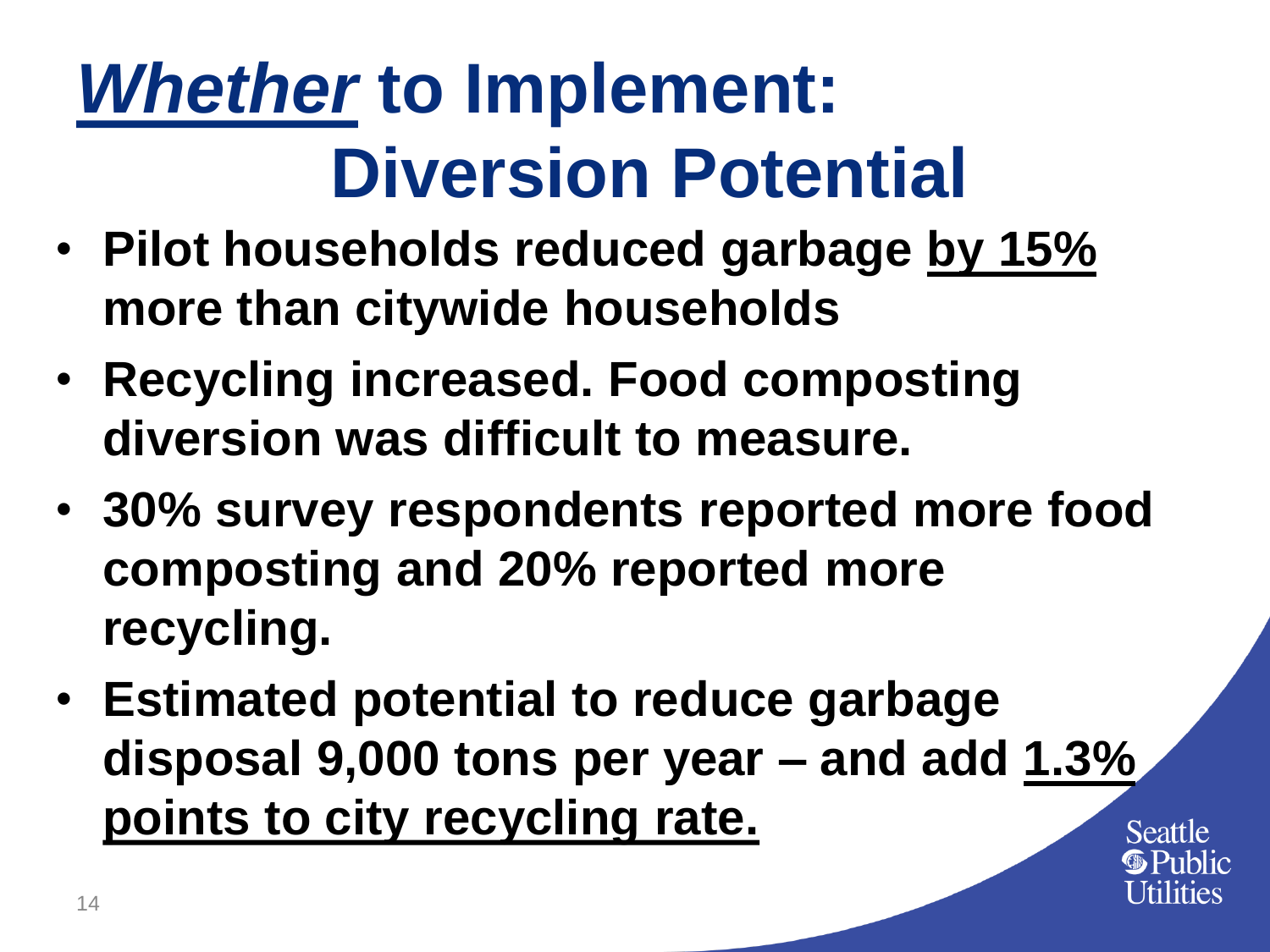# *Whether* to Implement: Diversion Potential

- **Pilot households reduced garbage by 15% more than citywide households**
- **Recycling increased. Food composting diversion was difficult to measure.**
- **30% survey respondents reported more food composting and 20% reported more recycling.**
- **Estimated potential to reduce garbage disposal 9,000 tons per year – and add 1.3% points to city recycling rate.**

Seattle Public Utilities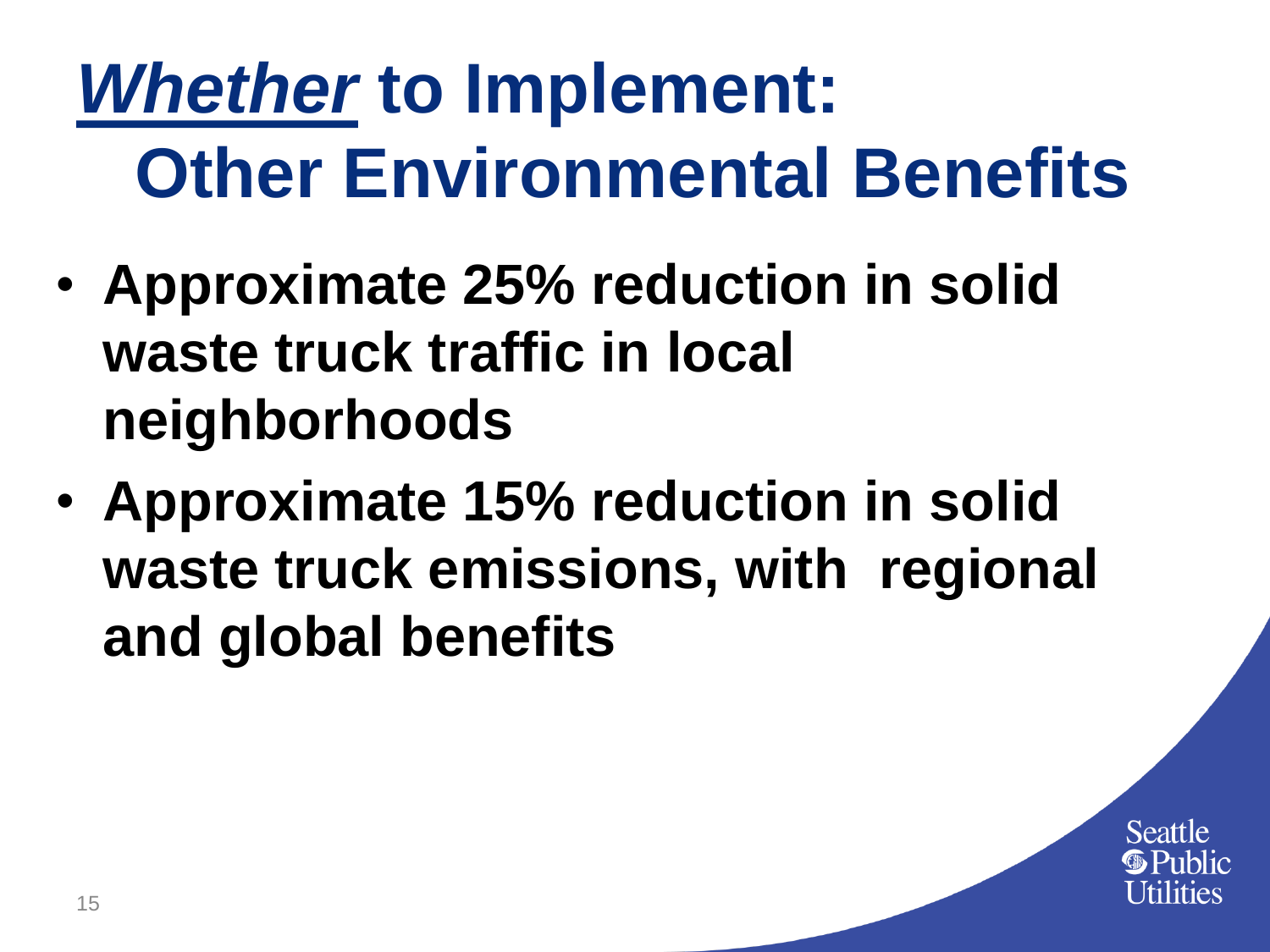# *Whether* to Implement: Other Environmental Benefits

- **Approximate 25% reduction in solid waste truck traffic in local neighborhoods**
- **Approximate 15% reduction in solid waste truck emissions, with regional and global benefits**

Seattle Public Utilities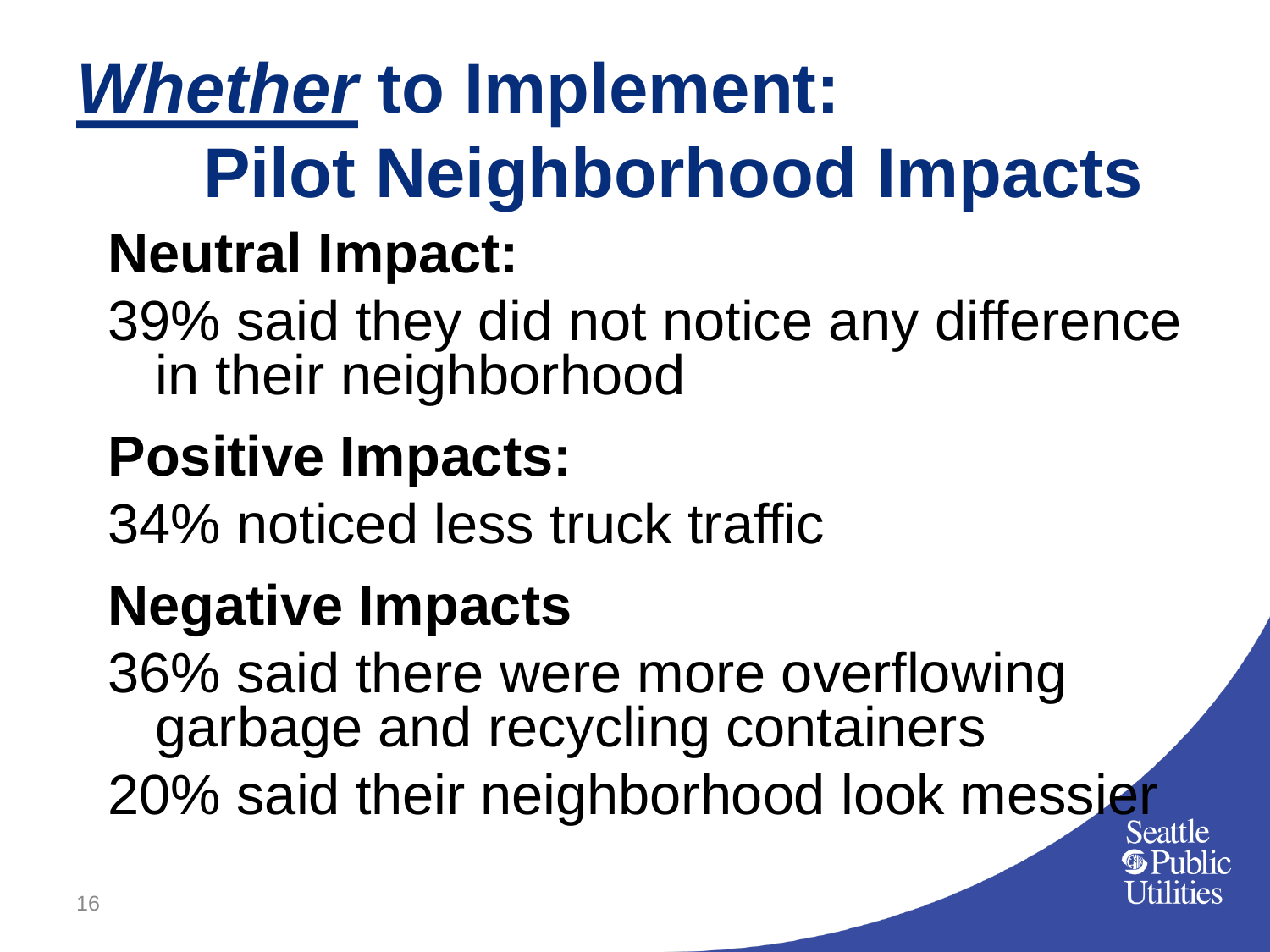# ***Whether*** to Implement: Pilot Neighborhood Impacts

**Neutral Impact:**

39% said they did not notice any difference in their neighborhood

**Positive Impacts:**

34% noticed less truck traffic

**Negative Impacts**

36% said there were more overflowing garbage and recycling containers

20% said their neighborhood look messier

Seattle Public Utilities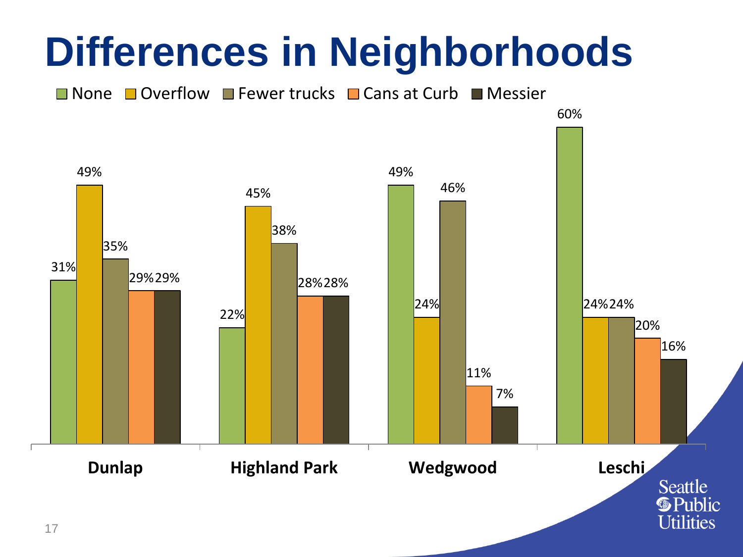# Differences in Neighborhoods

| | None | Overflow | Fewer trucks | Cans at Curb | Messier |
|---|---|---|---|---|---|
| Dunlap | 31% | 49% | 35% | 29% | 29% |
| Highland Park | 22% | 45% | 38% | 28% | 28% |
| Wedgwood | 49% | 24% | 46% | 11% | 7% |
| Leschi | 60% | 24% | 24% | 20% | 16% |

Seattle Public Utilities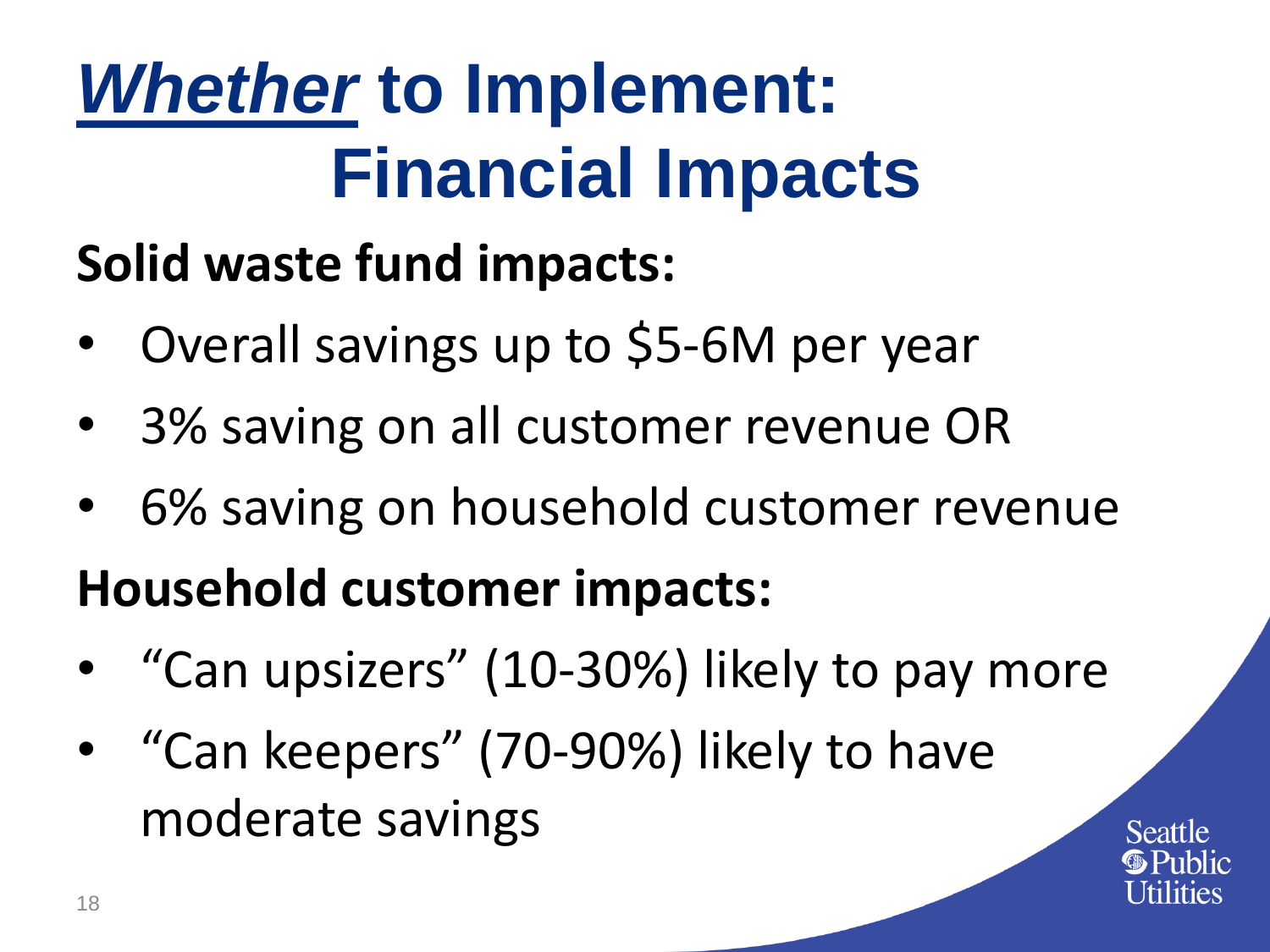# *Whether* to Implement: Financial Impacts

**Solid waste fund impacts:**

- Overall savings up to $5-6M per year
- 3% saving on all customer revenue OR
- 6% saving on household customer revenue

**Household customer impacts:**

- "Can upsizers" (10-30%) likely to pay more
- "Can keepers" (70-90%) likely to have moderate savings

Seattle Public Utilities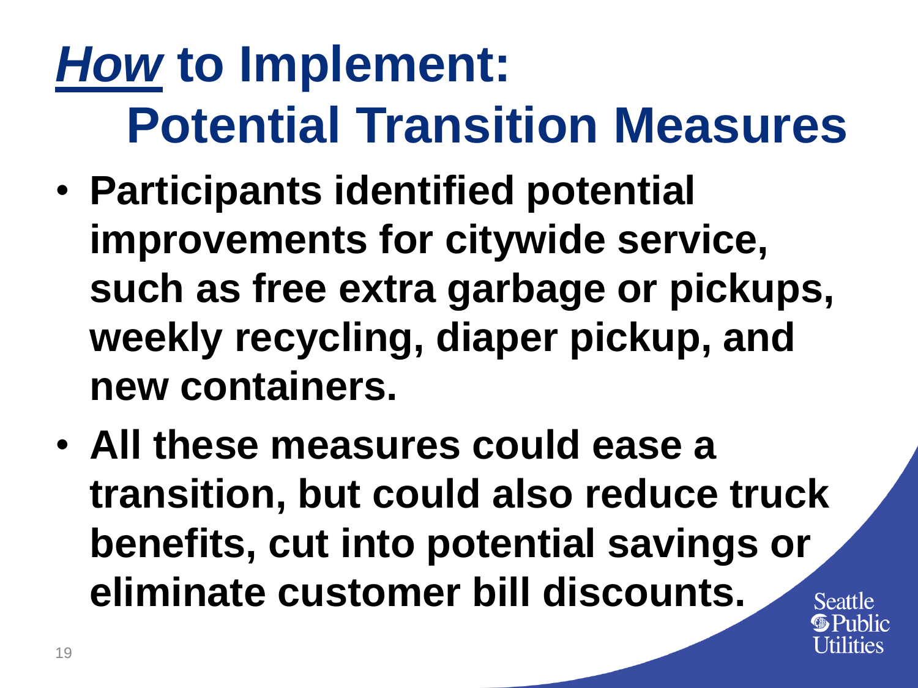# *How* to Implement: Potential Transition Measures

- **Participants identified potential improvements for citywide service, such as free extra garbage or pickups, weekly recycling, diaper pickup, and new containers.**
- **All these measures could ease a transition, but could also reduce truck benefits, cut into potential savings or eliminate customer bill discounts.**

Seattle Public Utilities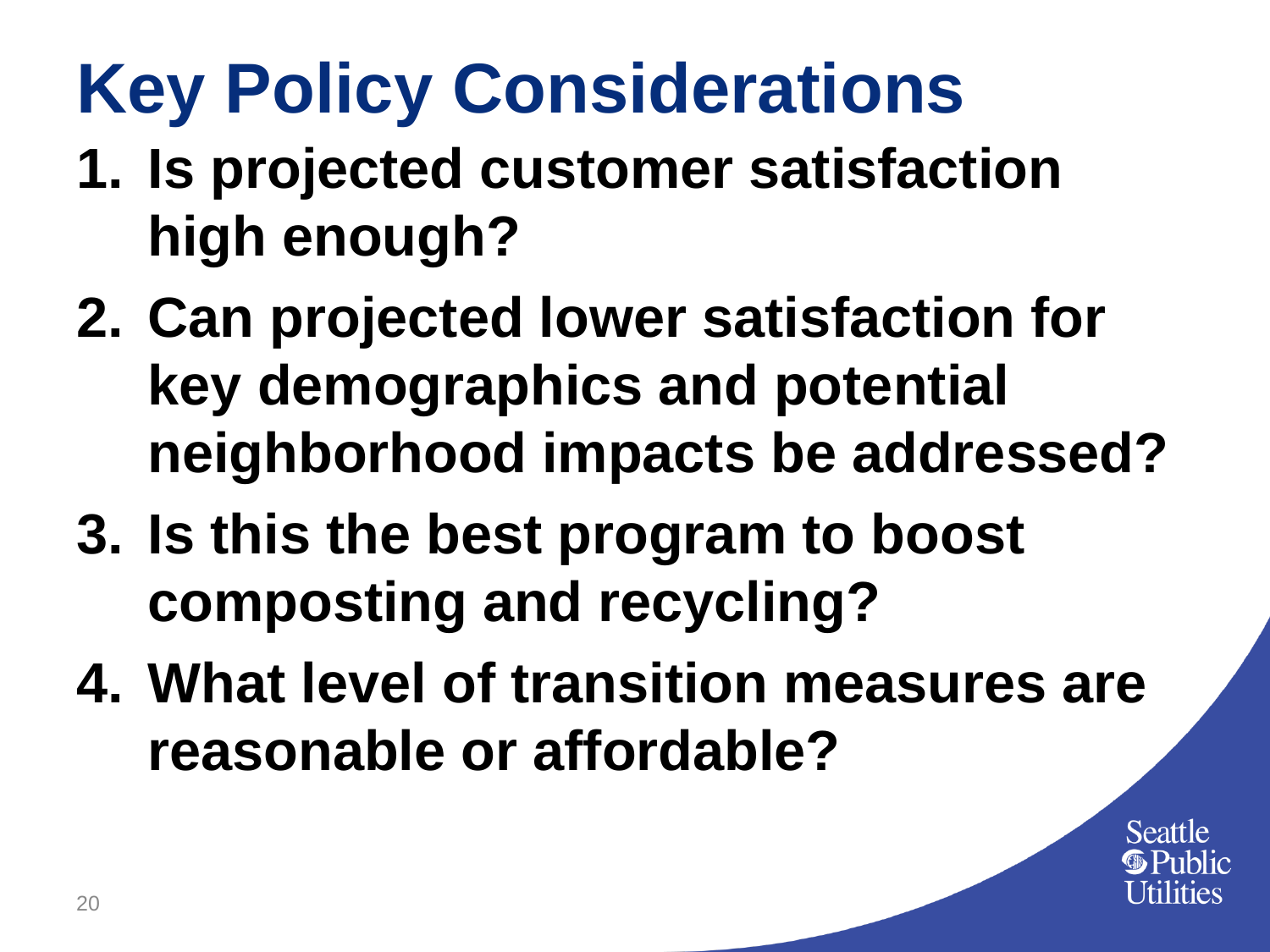# Key Policy Considerations

1. **Is projected customer satisfaction high enough?**
2. **Can projected lower satisfaction for key demographics and potential neighborhood impacts be addressed?**
3. **Is this the best program to boost composting and recycling?**
4. **What level of transition measures are reasonable or affordable?**

Seattle Public Utilities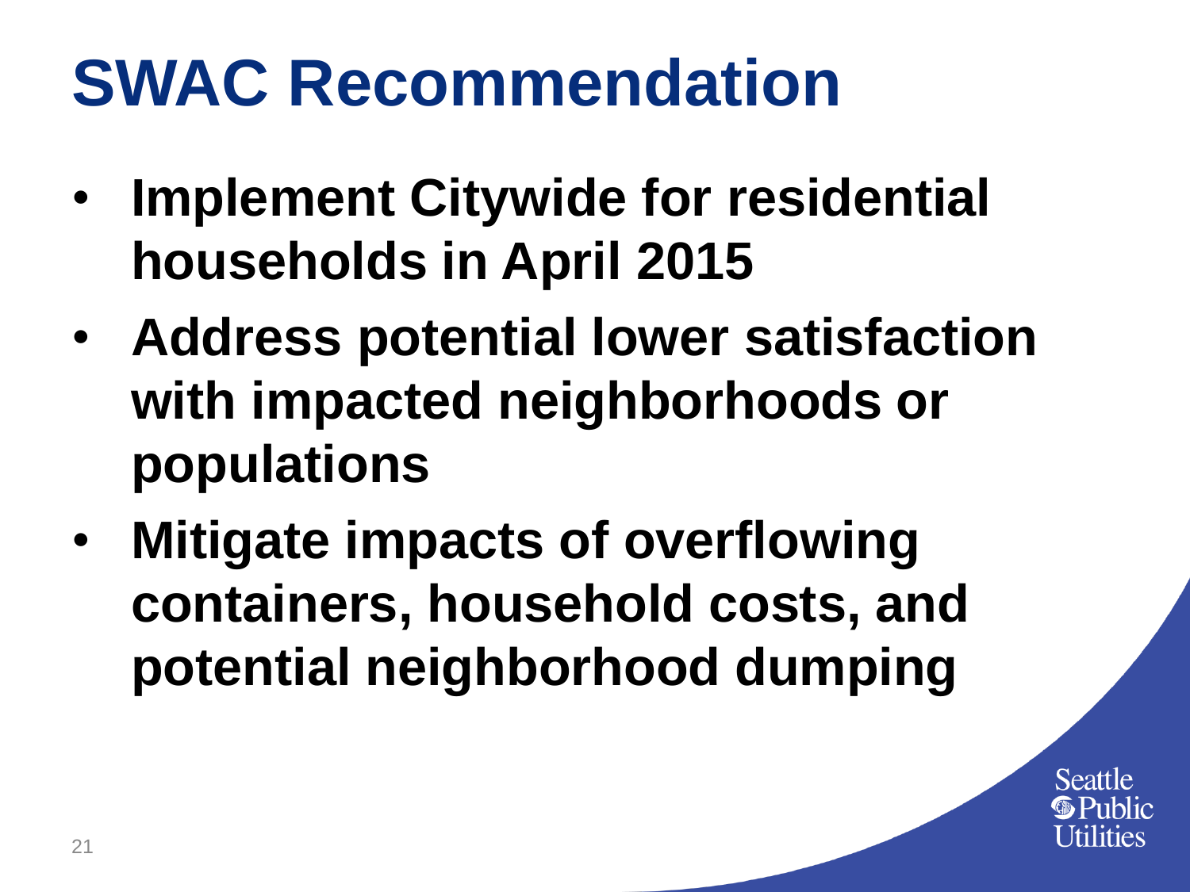# SWAC Recommendation

- **Implement Citywide for residential households in April 2015**
- **Address potential lower satisfaction with impacted neighborhoods or populations**
- **Mitigate impacts of overflowing containers, household costs, and potential neighborhood dumping**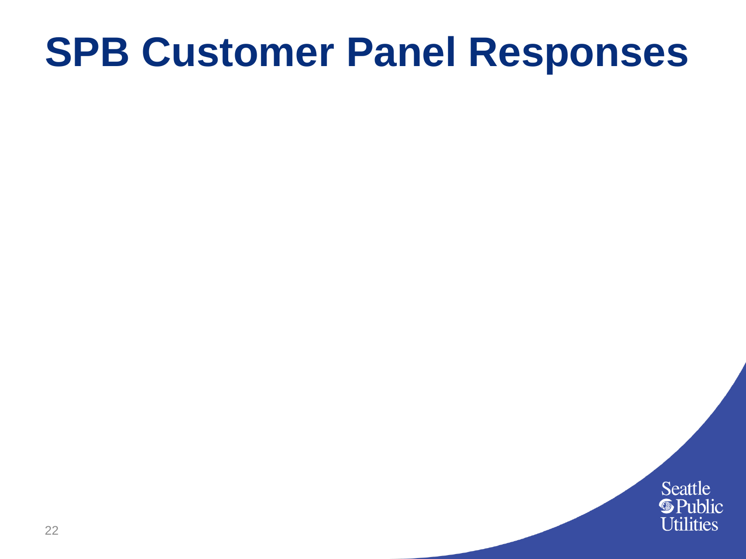# SPB Customer Panel Responses